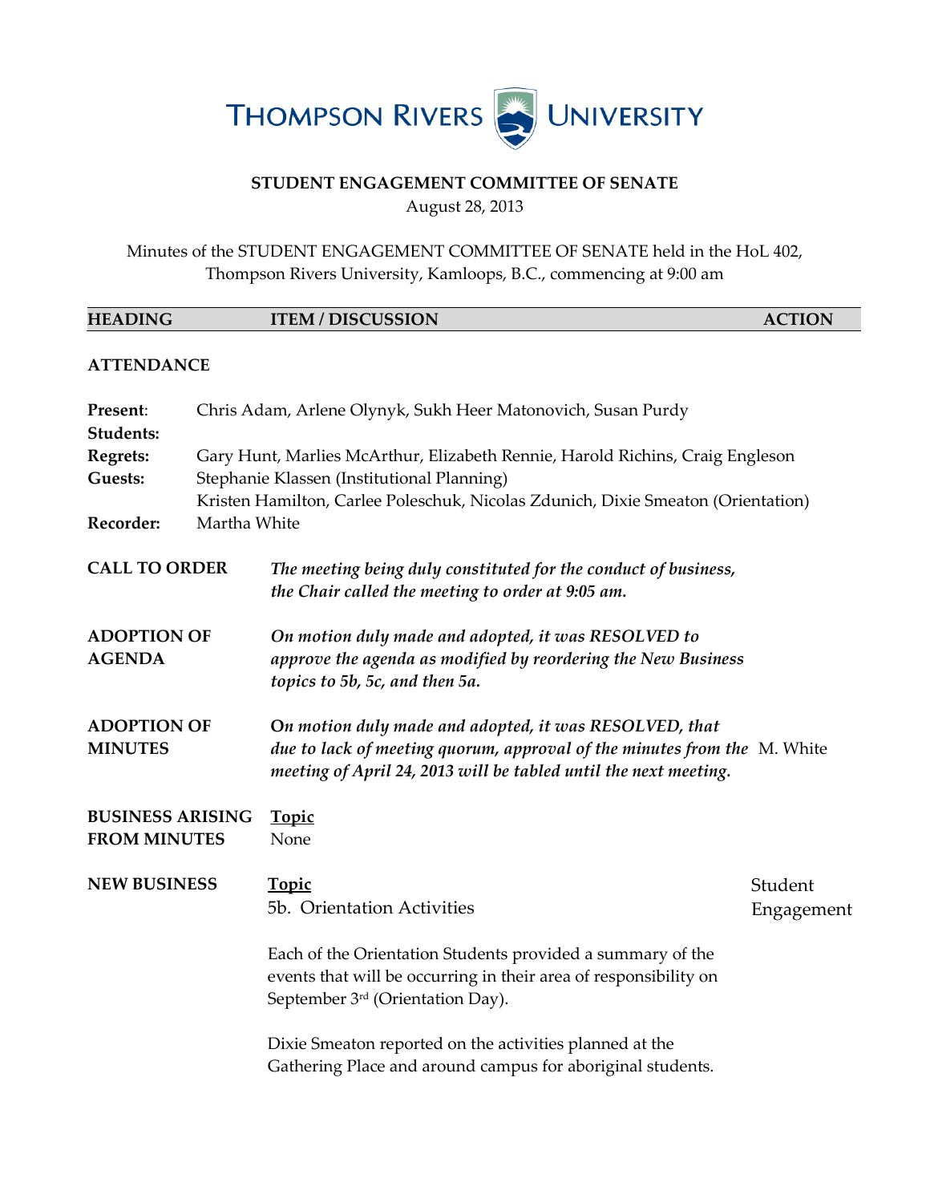THOMPSON RIVERS UNIVERSITY

## STUDENT ENGAGEMENT COMMITTEE OF SENATE

August 28, 2013

Minutes of the STUDENT ENGAGEMENT COMMITTEE OF SENATE held in the HoL 402, Thompson Rivers University, Kamloops, B.C., commencing at 9:00 am

| HEADING | ITEM / DISCUSSION | ACTION |
|---|---|---|

**ATTENDANCE**

**Present**: Chris Adam, Arlene Olynyk, Sukh Heer Matonovich, Susan Purdy

**Students:**

**Regrets:** Gary Hunt, Marlies McArthur, Elizabeth Rennie, Harold Richins, Craig Engleson

**Guests:** Stephanie Klassen (Institutional Planning)
Kristen Hamilton, Carlee Poleschuk, Nicolas Zdunich, Dixie Smeaton (Orientation)

**Recorder:** Martha White

**CALL TO ORDER**

*The meeting being duly constituted for the conduct of business, the Chair called the meeting to order at 9:05 am.*

**ADOPTION OF AGENDA**

*On motion duly made and adopted, it was RESOLVED to approve the agenda as modified by reordering the New Business topics to 5b, 5c, and then 5a.*

**ADOPTION OF MINUTES**

*On motion duly made and adopted, it was RESOLVED, that due to lack of meeting quorum, approval of the minutes from the meeting of April 24, 2013 will be tabled until the next meeting.* — ACTION: M. White

**BUSINESS ARISING FROM MINUTES**

**Topic**
None

**NEW BUSINESS**

**Topic**
5b. Orientation Activities — ACTION: Student Engagement

Each of the Orientation Students provided a summary of the events that will be occurring in their area of responsibility on September 3rd (Orientation Day).

Dixie Smeaton reported on the activities planned at the Gathering Place and around campus for aboriginal students.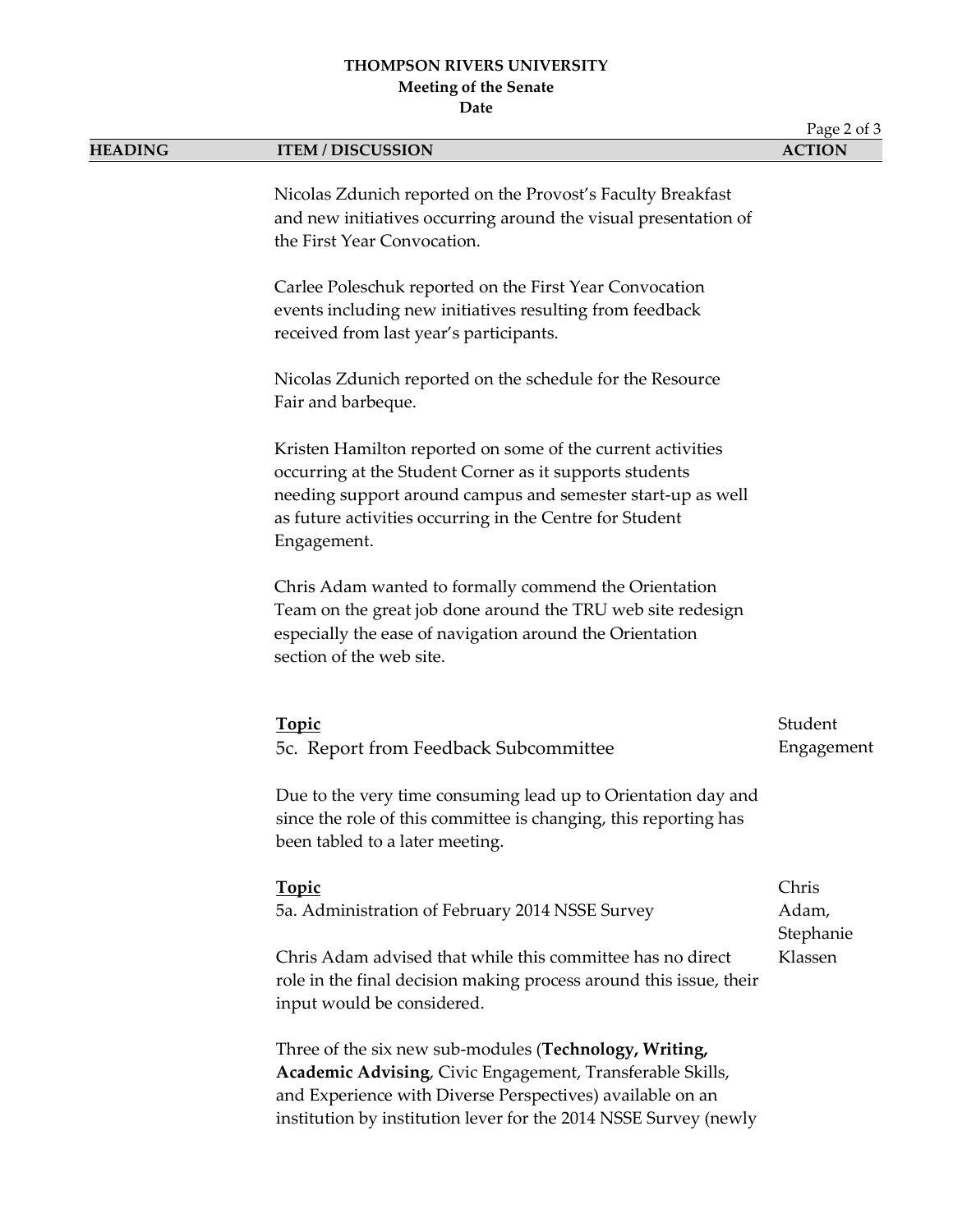| HEADING | ITEM / DISCUSSION | ACTION |
|---|---|---|
| | Nicolas Zdunich reported on the Provost's Faculty Breakfast and new initiatives occurring around the visual presentation of the First Year Convocation. | |
| | Carlee Poleschuk reported on the First Year Convocation events including new initiatives resulting from feedback received from last year's participants. | |
| | Nicolas Zdunich reported on the schedule for the Resource Fair and barbeque. | |
| | Kristen Hamilton reported on some of the current activities occurring at the Student Corner as it supports students needing support around campus and semester start-up as well as future activities occurring in the Centre for Student Engagement. | |
| | Chris Adam wanted to formally commend the Orientation Team on the great job done around the TRU web site redesign especially the ease of navigation around the Orientation section of the web site. | |
| | **Topic**<br>5c. Report from Feedback Subcommittee | Student Engagement |
| | Due to the very time consuming lead up to Orientation day and since the role of this committee is changing, this reporting has been tabled to a later meeting. | |
| | **Topic**<br>5a. Administration of February 2014 NSSE Survey | Chris Adam, Stephanie Klassen |
| | Chris Adam advised that while this committee has no direct role in the final decision making process around this issue, their input would be considered. | |
| | Three of the six new sub-modules (**Technology, Writing, Academic Advising**, Civic Engagement, Transferable Skills, and Experience with Diverse Perspectives) available on an institution by institution lever for the 2014 NSSE Survey (newly | |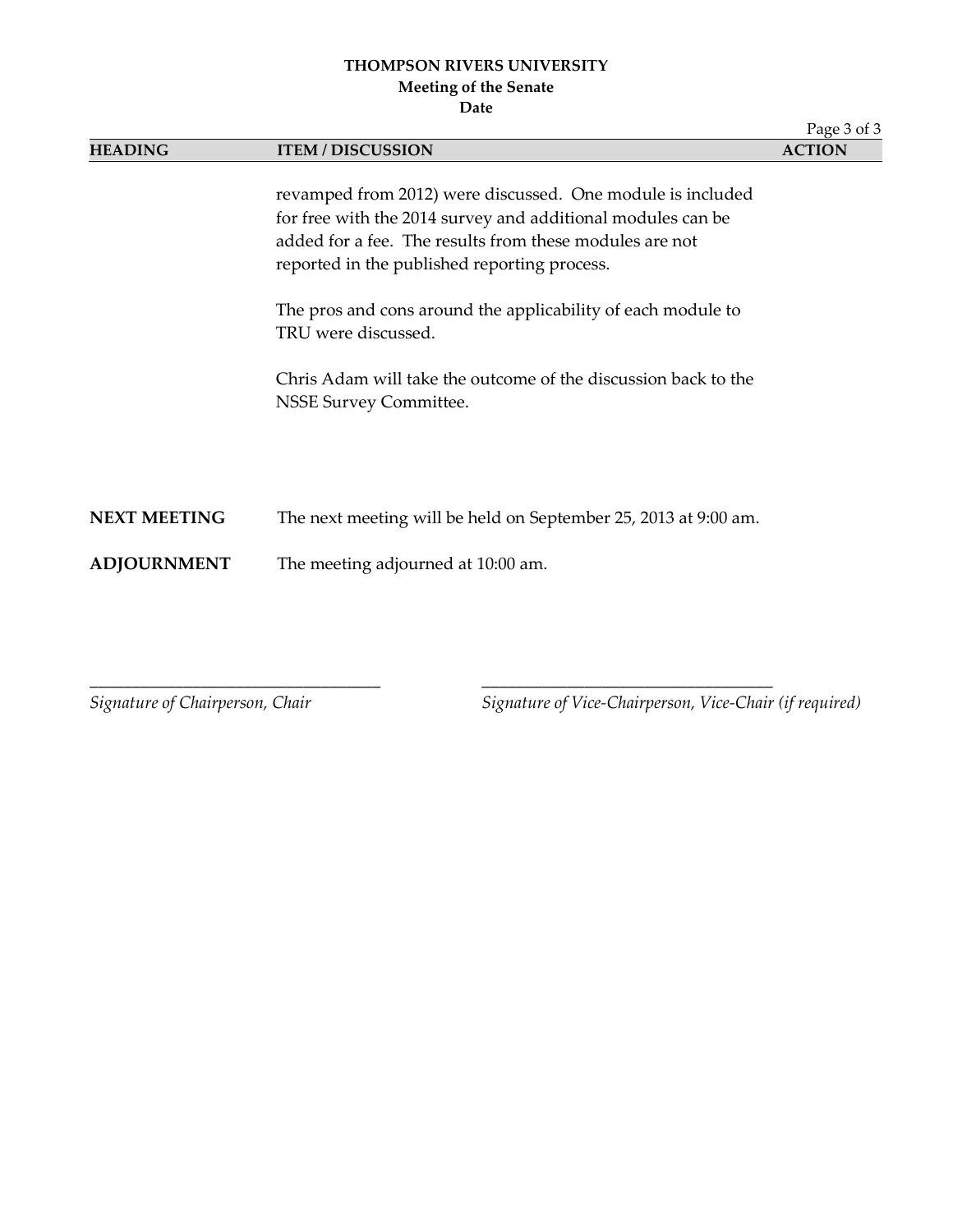| HEADING | ITEM / DISCUSSION | ACTION |
|---|---|---|
| | revamped from 2012) were discussed. One module is included for free with the 2014 survey and additional modules can be added for a fee. The results from these modules are not reported in the published reporting process.<br><br>The pros and cons around the applicability of each module to TRU were discussed.<br><br>Chris Adam will take the outcome of the discussion back to the NSSE Survey Committee. | |
| **NEXT MEETING** | The next meeting will be held on September 25, 2013 at 9:00 am. | |
| **ADJOURNMENT** | The meeting adjourned at 10:00 am. | |

\_\_\_\_\_\_\_\_\_\_\_\_\_\_\_\_\_\_\_\_\_\_\_\_\_\_\_\_\_\_\_\_\_\_
*Signature of Chairperson, Chair*

\_\_\_\_\_\_\_\_\_\_\_\_\_\_\_\_\_\_\_\_\_\_\_\_\_\_\_\_\_\_\_\_\_\_
*Signature of Vice-Chairperson, Vice-Chair (if required)*